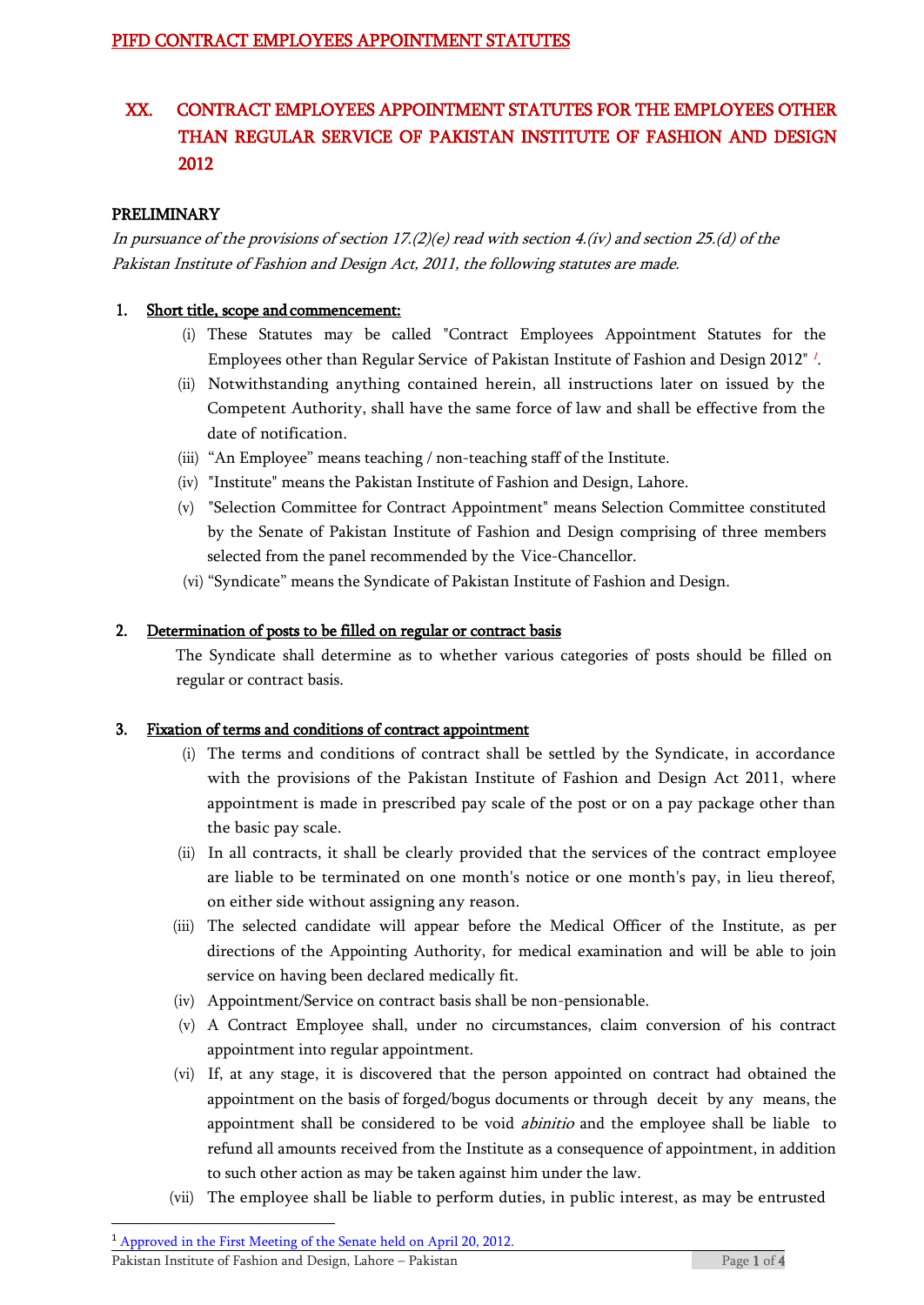# XX. CONTRACT EMPLOYEES APPOINTMENT STATUTES FOR THE EMPLOYEES OTHER THAN REGULAR SERVICE OF PAKISTAN INSTITUTE OF FASHION AND DESIGN 2012

## PRELIMINARY

*In pursuance of the provisions of section 17.(2)(e) read with section 4.(iv) and section 25.(d) of the Pakistan Institute of Fashion and Design Act, 2011, the following statutes are made.*

### 1. Short title, scope and commencement:

(i) These Statutes may be called "Contract Employees Appointment Statutes for the Employees other than Regular Service of Pakistan Institute of Fashion and Design 2012" [1].

(ii) Notwithstanding anything contained herein, all instructions later on issued by the Competent Authority, shall have the same force of law and shall be effective from the date of notification.

(iii) "An Employee" means teaching / non-teaching staff of the Institute.

(iv) "Institute" means the Pakistan Institute of Fashion and Design, Lahore.

(v) "Selection Committee for Contract Appointment" means Selection Committee constituted by the Senate of Pakistan Institute of Fashion and Design comprising of three members selected from the panel recommended by the Vice-Chancellor.

(vi) "Syndicate" means the Syndicate of Pakistan Institute of Fashion and Design.

### 2. Determination of posts to be filled on regular or contract basis

The Syndicate shall determine as to whether various categories of posts should be filled on regular or contract basis.

### 3. Fixation of terms and conditions of contract appointment

(i) The terms and conditions of contract shall be settled by the Syndicate, in accordance with the provisions of the Pakistan Institute of Fashion and Design Act 2011, where appointment is made in prescribed pay scale of the post or on a pay package other than the basic pay scale.

(ii) In all contracts, it shall be clearly provided that the services of the contract employee are liable to be terminated on one month's notice or one month's pay, in lieu thereof, on either side without assigning any reason.

(iii) The selected candidate will appear before the Medical Officer of the Institute, as per directions of the Appointing Authority, for medical examination and will be able to join service on having been declared medically fit.

(iv) Appointment/Service on contract basis shall be non-pensionable.

(v) A Contract Employee shall, under no circumstances, claim conversion of his contract appointment into regular appointment.

(vi) If, at any stage, it is discovered that the person appointed on contract had obtained the appointment on the basis of forged/bogus documents or through deceit by any means, the appointment shall be considered to be void *abinitio* and the employee shall be liable to refund all amounts received from the Institute as a consequence of appointment, in addition to such other action as may be taken against him under the law.

(vii) The employee shall be liable to perform duties, in public interest, as may be entrusted

[1] Approved in the First Meeting of the Senate held on April 20, 2012.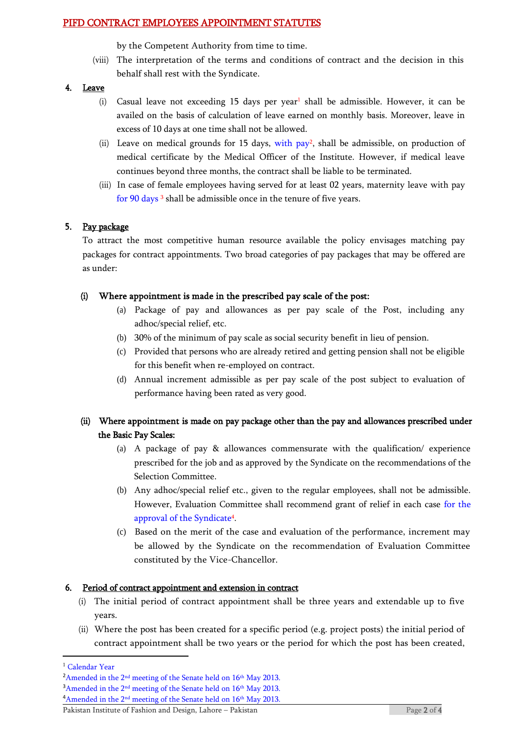by the Competent Authority from time to time.

(viii) The interpretation of the terms and conditions of contract and the decision in this behalf shall rest with the Syndicate.

**4. Leave**

(i) Casual leave not exceeding 15 days per year[1] shall be admissible. However, it can be availed on the basis of calculation of leave earned on monthly basis. Moreover, leave in excess of 10 days at one time shall not be allowed.

(ii) Leave on medical grounds for 15 days, with pay[2], shall be admissible, on production of medical certificate by the Medical Officer of the Institute. However, if medical leave continues beyond three months, the contract shall be liable to be terminated.

(iii) In case of female employees having served for at least 02 years, maternity leave with pay for 90 days [3] shall be admissible once in the tenure of five years.

**5. Pay package**

To attract the most competitive human resource available the policy envisages matching pay packages for contract appointments. Two broad categories of pay packages that may be offered are as under:

**(i) Where appointment is made in the prescribed pay scale of the post:**

(a) Package of pay and allowances as per pay scale of the Post, including any adhoc/special relief, etc.

(b) 30% of the minimum of pay scale as social security benefit in lieu of pension.

(c) Provided that persons who are already retired and getting pension shall not be eligible for this benefit when re-employed on contract.

(d) Annual increment admissible as per pay scale of the post subject to evaluation of performance having been rated as very good.

**(ii) Where appointment is made on pay package other than the pay and allowances prescribed under the Basic Pay Scales:**

(a) A package of pay & allowances commensurate with the qualification/ experience prescribed for the job and as approved by the Syndicate on the recommendations of the Selection Committee.

(b) Any adhoc/special relief etc., given to the regular employees, shall not be admissible. However, Evaluation Committee shall recommend grant of relief in each case for the approval of the Syndicate[4].

(c) Based on the merit of the case and evaluation of the performance, increment may be allowed by the Syndicate on the recommendation of Evaluation Committee constituted by the Vice-Chancellor.

**6. Period of contract appointment and extension in contract**

(i) The initial period of contract appointment shall be three years and extendable up to five years.

(ii) Where the post has been created for a specific period (e.g. project posts) the initial period of contract appointment shall be two years or the period for which the post has been created,

---

[1] Calendar Year

[2] Amended in the 2nd meeting of the Senate held on 16th May 2013.

[3] Amended in the 2nd meeting of the Senate held on 16th May 2013.

[4] Amended in the 2nd meeting of the Senate held on 16th May 2013.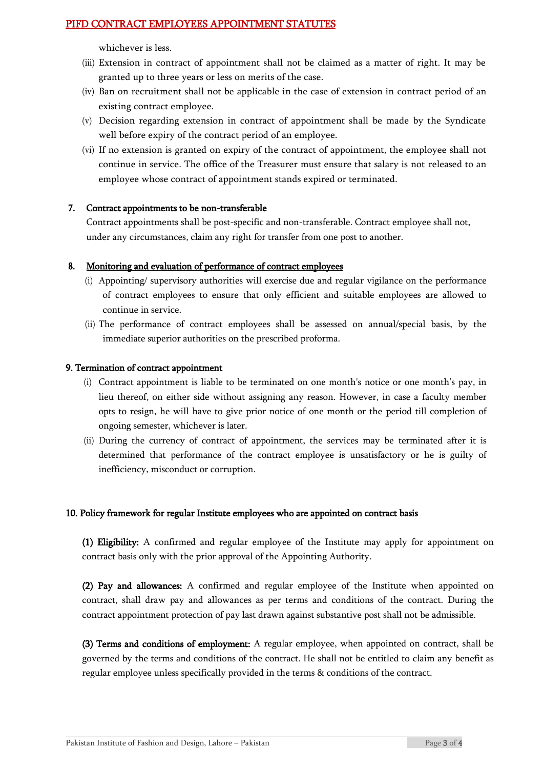whichever is less.

(iii) Extension in contract of appointment shall not be claimed as a matter of right. It may be granted up to three years or less on merits of the case.

(iv) Ban on recruitment shall not be applicable in the case of extension in contract period of an existing contract employee.

(v) Decision regarding extension in contract of appointment shall be made by the Syndicate well before expiry of the contract period of an employee.

(vi) If no extension is granted on expiry of the contract of appointment, the employee shall not continue in service. The office of the Treasurer must ensure that salary is not released to an employee whose contract of appointment stands expired or terminated.

## 7. Contract appointments to be non-transferable

Contract appointments shall be post-specific and non-transferable. Contract employee shall not, under any circumstances, claim any right for transfer from one post to another.

## 8. Monitoring and evaluation of performance of contract employees

(i) Appointing/ supervisory authorities will exercise due and regular vigilance on the performance of contract employees to ensure that only efficient and suitable employees are allowed to continue in service.

(ii) The performance of contract employees shall be assessed on annual/special basis, by the immediate superior authorities on the prescribed proforma.

## 9. Termination of contract appointment

(i) Contract appointment is liable to be terminated on one month's notice or one month's pay, in lieu thereof, on either side without assigning any reason. However, in case a faculty member opts to resign, he will have to give prior notice of one month or the period till completion of ongoing semester, whichever is later.

(ii) During the currency of contract of appointment, the services may be terminated after it is determined that performance of the contract employee is unsatisfactory or he is guilty of inefficiency, misconduct or corruption.

## 10. Policy framework for regular Institute employees who are appointed on contract basis

**(1) Eligibility:** A confirmed and regular employee of the Institute may apply for appointment on contract basis only with the prior approval of the Appointing Authority.

**(2) Pay and allowances:** A confirmed and regular employee of the Institute when appointed on contract, shall draw pay and allowances as per terms and conditions of the contract. During the contract appointment protection of pay last drawn against substantive post shall not be admissible.

**(3) Terms and conditions of employment:** A regular employee, when appointed on contract, shall be governed by the terms and conditions of the contract. He shall not be entitled to claim any benefit as regular employee unless specifically provided in the terms & conditions of the contract.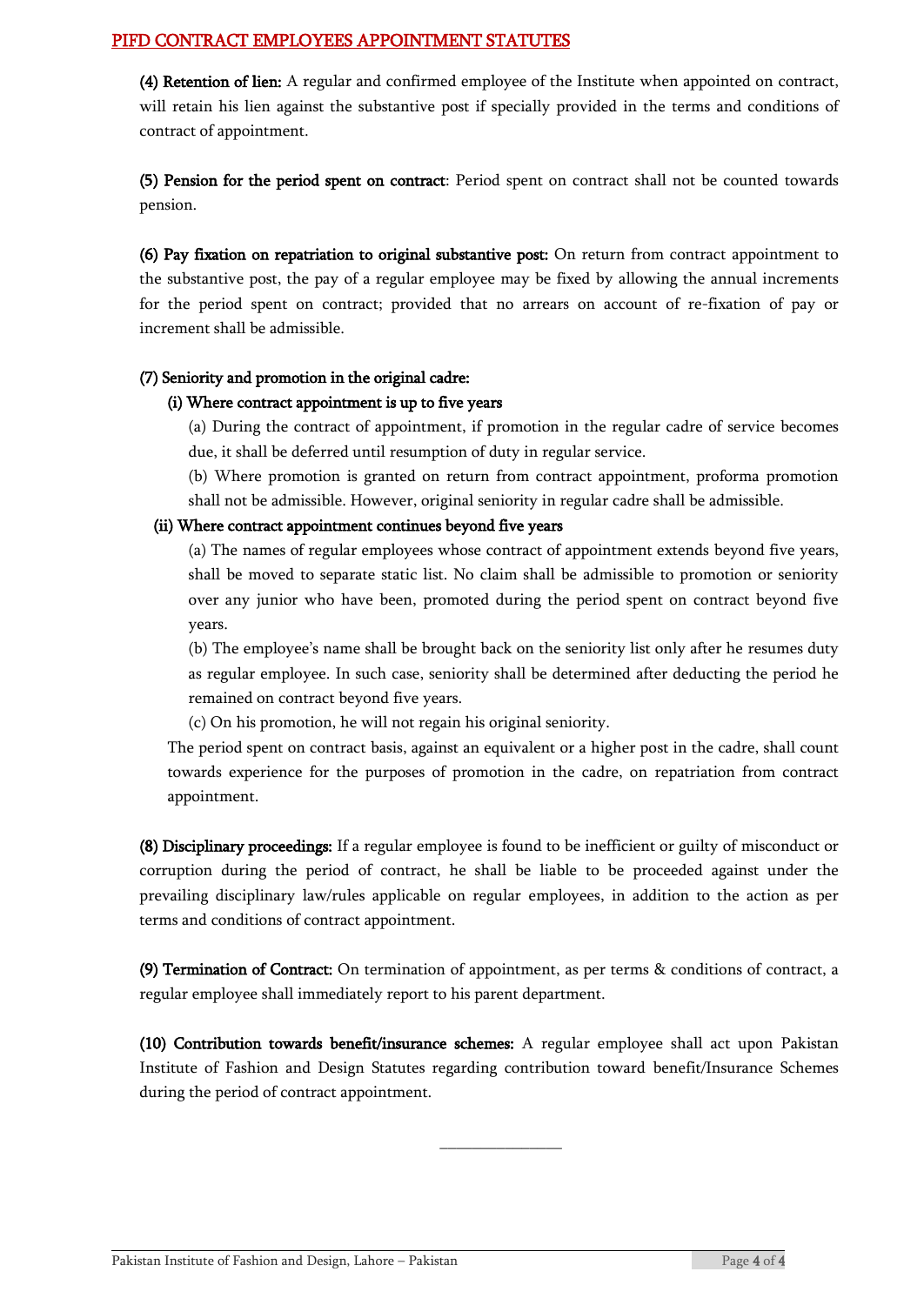**(4) Retention of lien:** A regular and confirmed employee of the Institute when appointed on contract, will retain his lien against the substantive post if specially provided in the terms and conditions of contract of appointment.

**(5) Pension for the period spent on contract**: Period spent on contract shall not be counted towards pension.

**(6) Pay fixation on repatriation to original substantive post:** On return from contract appointment to the substantive post, the pay of a regular employee may be fixed by allowing the annual increments for the period spent on contract; provided that no arrears on account of re-fixation of pay or increment shall be admissible.

**(7) Seniority and promotion in the original cadre:**

**(i) Where contract appointment is up to five years**

(a) During the contract of appointment, if promotion in the regular cadre of service becomes due, it shall be deferred until resumption of duty in regular service.

(b) Where promotion is granted on return from contract appointment, proforma promotion shall not be admissible. However, original seniority in regular cadre shall be admissible.

**(ii) Where contract appointment continues beyond five years**

(a) The names of regular employees whose contract of appointment extends beyond five years, shall be moved to separate static list. No claim shall be admissible to promotion or seniority over any junior who have been, promoted during the period spent on contract beyond five years.

(b) The employee's name shall be brought back on the seniority list only after he resumes duty as regular employee. In such case, seniority shall be determined after deducting the period he remained on contract beyond five years.

(c) On his promotion, he will not regain his original seniority.

The period spent on contract basis, against an equivalent or a higher post in the cadre, shall count towards experience for the purposes of promotion in the cadre, on repatriation from contract appointment.

**(8) Disciplinary proceedings:** If a regular employee is found to be inefficient or guilty of misconduct or corruption during the period of contract, he shall be liable to be proceeded against under the prevailing disciplinary law/rules applicable on regular employees, in addition to the action as per terms and conditions of contract appointment.

**(9) Termination of Contract:** On termination of appointment, as per terms & conditions of contract, a regular employee shall immediately report to his parent department.

**(10) Contribution towards benefit/insurance schemes:** A regular employee shall act upon Pakistan Institute of Fashion and Design Statutes regarding contribution toward benefit/Insurance Schemes during the period of contract appointment.

---